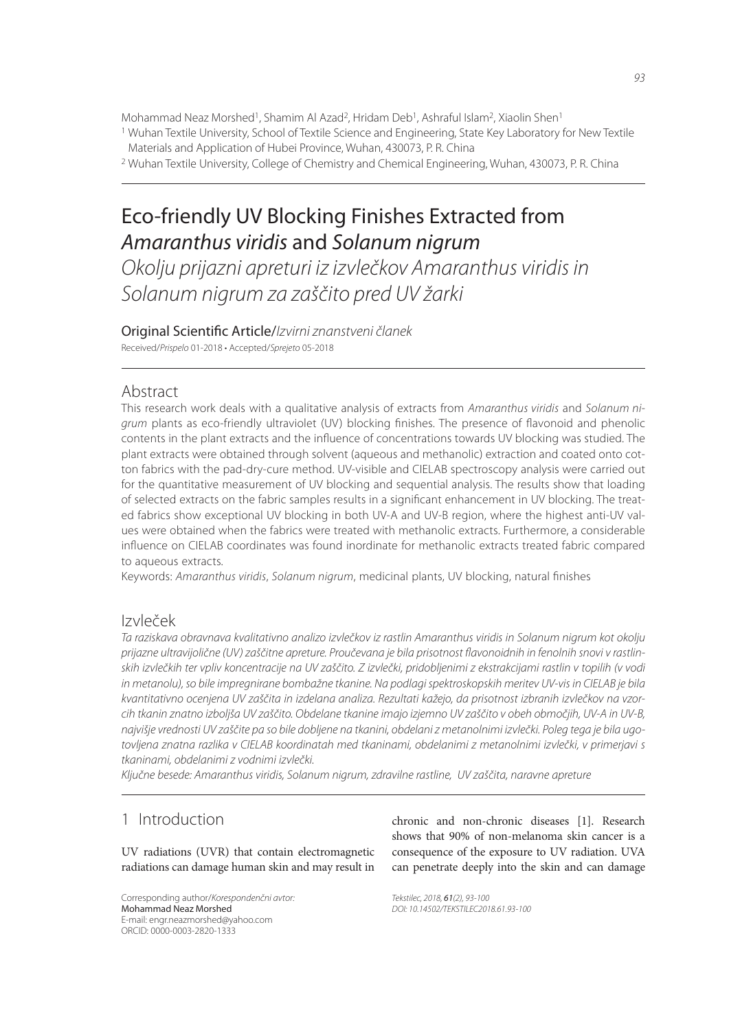Mohammad Neaz Morshed[1], Shamim Al Azad[2], Hridam Deb[1], Ashraful Islam[2], Xiaolin Shen[1]

[1] Wuhan Textile University, School of Textile Science and Engineering, State Key Laboratory for New Textile Materials and Application of Hubei Province, Wuhan, 430073, P. R. China

[2] Wuhan Textile University, College of Chemistry and Chemical Engineering, Wuhan, 430073, P. R. China

# Eco-friendly UV Blocking Finishes Extracted from *Amaranthus viridis* and *Solanum nigrum*

## *Okolju prijazni apreturi iz izvlečkov Amaranthus viridis in Solanum nigrum za zaščito pred UV žarki*

Original Scientific Article/*Izvirni znanstveni članek*

Received/*Prispelo* 01-2018 • Accepted/*Sprejeto* 05-2018

## Abstract

This research work deals with a qualitative analysis of extracts from *Amaranthus viridis* and *Solanum nigrum* plants as eco-friendly ultraviolet (UV) blocking finishes. The presence of flavonoid and phenolic contents in the plant extracts and the influence of concentrations towards UV blocking was studied. The plant extracts were obtained through solvent (aqueous and methanolic) extraction and coated onto cotton fabrics with the pad-dry-cure method. UV-visible and CIELAB spectroscopy analysis were carried out for the quantitative measurement of UV blocking and sequential analysis. The results show that loading of selected extracts on the fabric samples results in a significant enhancement in UV blocking. The treated fabrics show exceptional UV blocking in both UV-A and UV-B region, where the highest anti-UV values were obtained when the fabrics were treated with methanolic extracts. Furthermore, a considerable influence on CIELAB coordinates was found inordinate for methanolic extracts treated fabric compared to aqueous extracts.

Keywords: *Amaranthus viridis*, *Solanum nigrum*, medicinal plants, UV blocking, natural finishes

## Izvleček

*Ta raziskava obravnava kvalitativno analizo izvlečkov iz rastlin Amaranthus viridis in Solanum nigrum kot okolju prijazne ultravijolične (UV) zaščitne apreture. Proučevana je bila prisotnost flavonoidnih in fenolnih snovi v rastlinskih izvlečkih ter vpliv koncentracije na UV zaščito. Z izvlečki, pridobljenimi z ekstrakcijami rastlin v topilih (v vodi in metanolu), so bile impregnirane bombažne tkanine. Na podlagi spektroskopskih meritev UV-vis in CIELAB je bila kvantitativno ocenjena UV zaščita in izdelana analiza. Rezultati kažejo, da prisotnost izbranih izvlečkov na vzorcih tkanin znatno izboljša UV zaščito. Obdelane tkanine imajo izjemno UV zaščito v obeh območjih, UV-A in UV-B, najvišje vrednosti UV zaščite pa so bile dobljene na tkanini, obdelani z metanolnimi izvlečki. Poleg tega je bila ugotovljena znatna razlika v CIELAB koordinatah med tkaninami, obdelanimi z metanolnimi izvlečki, v primerjavi s tkaninami, obdelanimi z vodnimi izvlečki.*

*Ključne besede: Amaranthus viridis, Solanum nigrum, zdravilne rastline, UV zaščita, naravne apreture*

## 1 Introduction

UV radiations (UVR) that contain electromagnetic radiations can damage human skin and may result in chronic and non-chronic diseases [1]. Research shows that 90% of non-melanoma skin cancer is a consequence of the exposure to UV radiation. UVA can penetrate deeply into the skin and can damage

Corresponding author/*Korespondenčni avtor:*
Mohammad Neaz Morshed
E-mail: engr.neazmorshed@yahoo.com
ORCID: 0000-0003-2820-1333

*Tekstilec, 2018, 61(2), 93-100*
*DOI: 10.14502/TEKSTILEC2018.61.93-100*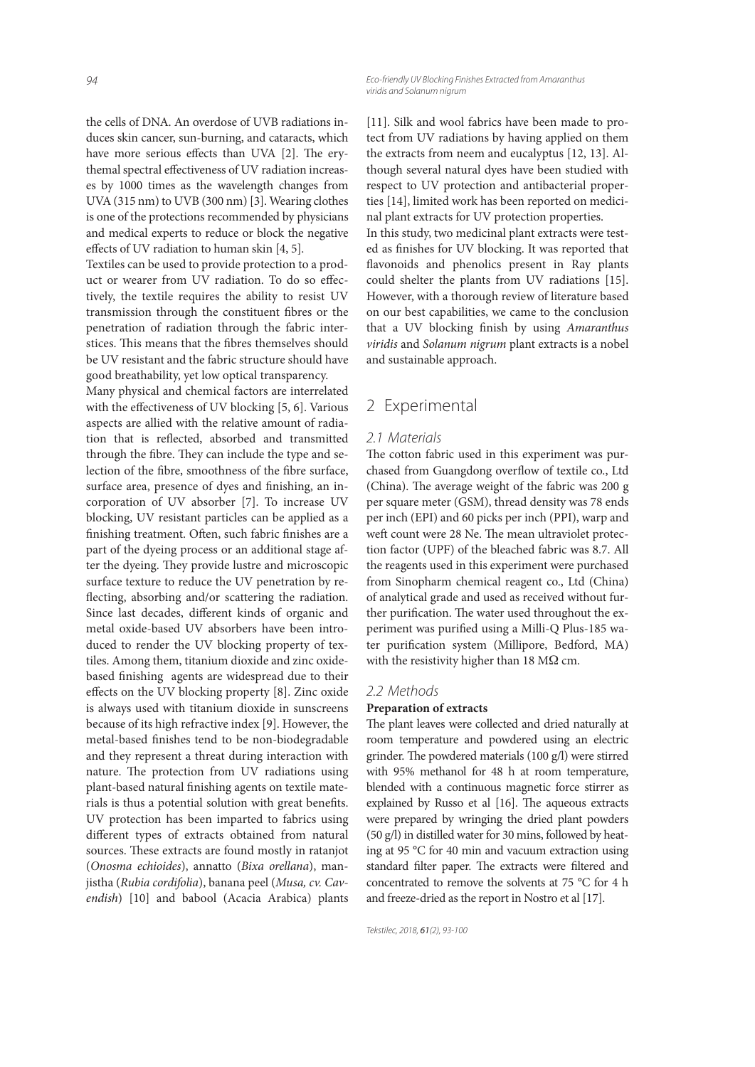the cells of DNA. An overdose of UVB radiations induces skin cancer, sun-burning, and cataracts, which have more serious effects than UVA [2]. The erythemal spectral effectiveness of UV radiation increases by 1000 times as the wavelength changes from UVA (315 nm) to UVB (300 nm) [3]. Wearing clothes is one of the protections recommended by physicians and medical experts to reduce or block the negative effects of UV radiation to human skin [4, 5].

Textiles can be used to provide protection to a product or wearer from UV radiation. To do so effectively, the textile requires the ability to resist UV transmission through the constituent fibres or the penetration of radiation through the fabric interstices. This means that the fibres themselves should be UV resistant and the fabric structure should have good breathability, yet low optical transparency.

Many physical and chemical factors are interrelated with the effectiveness of UV blocking [5, 6]. Various aspects are allied with the relative amount of radiation that is reflected, absorbed and transmitted through the fibre. They can include the type and selection of the fibre, smoothness of the fibre surface, surface area, presence of dyes and finishing, an incorporation of UV absorber [7]. To increase UV blocking, UV resistant particles can be applied as a finishing treatment. Often, such fabric finishes are a part of the dyeing process or an additional stage after the dyeing. They provide lustre and microscopic surface texture to reduce the UV penetration by reflecting, absorbing and/or scattering the radiation. Since last decades, different kinds of organic and metal oxide-based UV absorbers have been introduced to render the UV blocking property of textiles. Among them, titanium dioxide and zinc oxide-based finishing agents are widespread due to their effects on the UV blocking property [8]. Zinc oxide is always used with titanium dioxide in sunscreens because of its high refractive index [9]. However, the metal-based finishes tend to be non-biodegradable and they represent a threat during interaction with nature. The protection from UV radiations using plant-based natural finishing agents on textile materials is thus a potential solution with great benefits. UV protection has been imparted to fabrics using different types of extracts obtained from natural sources. These extracts are found mostly in ratanjot (*Onosma echioides*), annatto (*Bixa orellana*), manjistha (*Rubia cordifolia*), banana peel (*Musa, cv. Cavendish*) [10] and babool (Acacia Arabica) plants [11]. Silk and wool fabrics have been made to protect from UV radiations by having applied on them the extracts from neem and eucalyptus [12, 13]. Although several natural dyes have been studied with respect to UV protection and antibacterial properties [14], limited work has been reported on medicinal plant extracts for UV protection properties.

In this study, two medicinal plant extracts were tested as finishes for UV blocking. It was reported that flavonoids and phenolics present in Ray plants could shelter the plants from UV radiations [15]. However, with a thorough review of literature based on our best capabilities, we came to the conclusion that a UV blocking finish by using *Amaranthus viridis* and *Solanum nigrum* plant extracts is a nobel and sustainable approach.

## 2 Experimental

### 2.1 Materials

The cotton fabric used in this experiment was purchased from Guangdong overflow of textile co., Ltd (China). The average weight of the fabric was 200 g per square meter (GSM), thread density was 78 ends per inch (EPI) and 60 picks per inch (PPI), warp and weft count were 28 Ne. The mean ultraviolet protection factor (UPF) of the bleached fabric was 8.7. All the reagents used in this experiment were purchased from Sinopharm chemical reagent co., Ltd (China) of analytical grade and used as received without further purification. The water used throughout the experiment was purified using a Milli-Q Plus-185 water purification system (Millipore, Bedford, MA) with the resistivity higher than 18 MΩ cm.

### 2.2 Methods

**Preparation of extracts**

The plant leaves were collected and dried naturally at room temperature and powdered using an electric grinder. The powdered materials (100 g/l) were stirred with 95% methanol for 48 h at room temperature, blended with a continuous magnetic force stirrer as explained by Russo et al [16]. The aqueous extracts were prepared by wringing the dried plant powders (50 g/l) in distilled water for 30 mins, followed by heating at 95 °C for 40 min and vacuum extraction using standard filter paper. The extracts were filtered and concentrated to remove the solvents at 75 °C for 4 h and freeze-dried as the report in Nostro et al [17].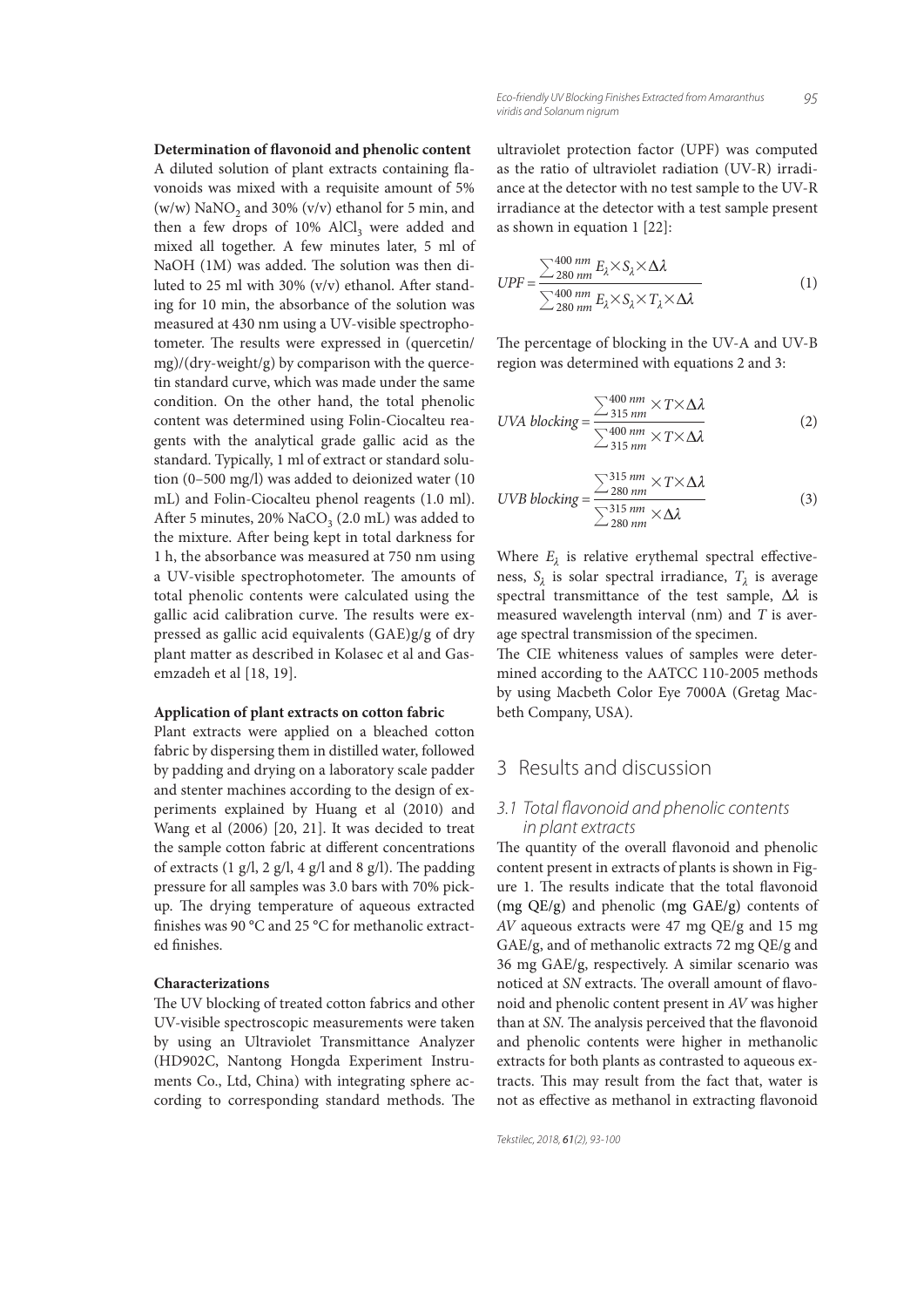**Determination of flavonoid and phenolic content**

A diluted solution of plant extracts containing flavonoids was mixed with a requisite amount of 5% (w/w) $NaNO_2$ and 30% (v/v) ethanol for 5 min, and then a few drops of 10% $AlCl_3$ were added and mixed all together. A few minutes later, 5 ml of NaOH (1M) was added. The solution was then diluted to 25 ml with 30% (v/v) ethanol. After standing for 10 min, the absorbance of the solution was measured at 430 nm using a UV-visible spectrophotometer. The results were expressed in (quercetin/mg)/(dry-weight/g) by comparison with the quercetin standard curve, which was made under the same condition. On the other hand, the total phenolic content was determined using Folin-Ciocalteu reagents with the analytical grade gallic acid as the standard. Typically, 1 ml of extract or standard solution (0–500 mg/l) was added to deionized water (10 mL) and Folin-Ciocalteu phenol reagents (1.0 ml). After 5 minutes, 20% $NaCO_3$ (2.0 mL) was added to the mixture. After being kept in total darkness for 1 h, the absorbance was measured at 750 nm using a UV-visible spectrophotometer. The amounts of total phenolic contents were calculated using the gallic acid calibration curve. The results were expressed as gallic acid equivalents (GAE)g/g of dry plant matter as described in Kolasec et al and Gasemzadeh et al [18, 19].

**Application of plant extracts on cotton fabric**

Plant extracts were applied on a bleached cotton fabric by dispersing them in distilled water, followed by padding and drying on a laboratory scale padder and stenter machines according to the design of experiments explained by Huang et al (2010) and Wang et al (2006) [20, 21]. It was decided to treat the sample cotton fabric at different concentrations of extracts (1 g/l, 2 g/l, 4 g/l and 8 g/l). The padding pressure for all samples was 3.0 bars with 70% pickup. The drying temperature of aqueous extracted finishes was 90 °C and 25 °C for methanolic extracted finishes.

**Characterizations**

The UV blocking of treated cotton fabrics and other UV-visible spectroscopic measurements were taken by using an Ultraviolet Transmittance Analyzer (HD902C, Nantong Hongda Experiment Instruments Co., Ltd, China) with integrating sphere according to corresponding standard methods. The ultraviolet protection factor (UPF) was computed as the ratio of ultraviolet radiation (UV-R) irradiance at the detector with no test sample to the UV-R irradiance at the detector with a test sample present as shown in equation 1 [22]:

$$UPF = \frac{\sum_{280\,nm}^{400\,nm} E_\lambda \times S_\lambda \times \Delta\lambda}{\sum_{280\,nm}^{400\,nm} E_\lambda \times S_\lambda \times T_\lambda \times \Delta\lambda} \tag{1}$$

The percentage of blocking in the UV-A and UV-B region was determined with equations 2 and 3:

$$UVA\ blocking = \frac{\sum_{315\,nm}^{400\,nm} \times T \times \Delta\lambda}{\sum_{315\,nm}^{400\,nm} \times T \times \Delta\lambda} \tag{2}$$

$$UVB\ blocking = \frac{\sum_{280\,nm}^{315\,nm} \times T \times \Delta\lambda}{\sum_{280\,nm}^{315\,nm} \times \Delta\lambda} \tag{3}$$

Where $E_\lambda$ is relative erythemal spectral effectiveness, $S_\lambda$ is solar spectral irradiance, $T_\lambda$ is average spectral transmittance of the test sample, $\Delta\lambda$ is measured wavelength interval (nm) and $T$ is average spectral transmission of the specimen.

The CIE whiteness values of samples were determined according to the AATCC 110-2005 methods by using Macbeth Color Eye 7000A (Gretag Macbeth Company, USA).

## 3 Results and discussion

### 3.1 Total flavonoid and phenolic contents in plant extracts

The quantity of the overall flavonoid and phenolic content present in extracts of plants is shown in Figure 1. The results indicate that the total flavonoid (mg QE/g) and phenolic (mg GAE/g) contents of *AV* aqueous extracts were 47 mg QE/g and 15 mg GAE/g, and of methanolic extracts 72 mg QE/g and 36 mg GAE/g, respectively. A similar scenario was noticed at *SN* extracts. The overall amount of flavonoid and phenolic content present in *AV* was higher than at *SN*. The analysis perceived that the flavonoid and phenolic contents were higher in methanolic extracts for both plants as contrasted to aqueous extracts. This may result from the fact that, water is not as effective as methanol in extracting flavonoid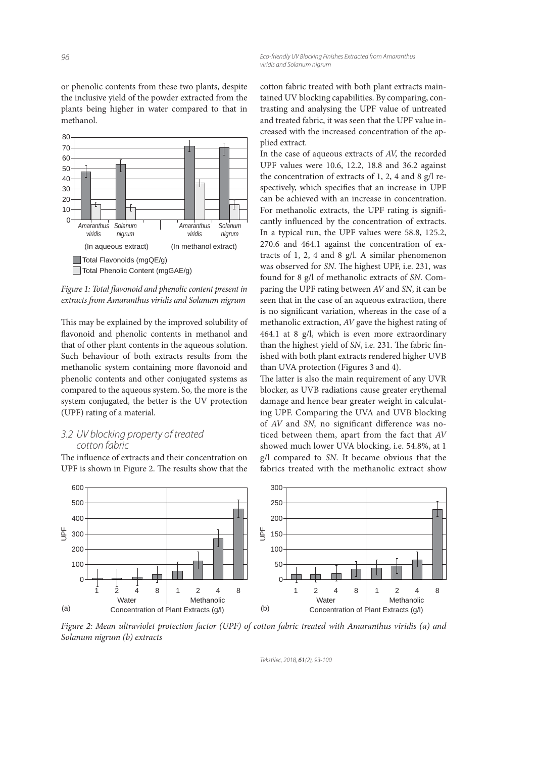or phenolic contents from these two plants, despite the inclusive yield of the powder extracted from the plants being higher in water compared to that in methanol.

*Figure 1: Total flavonoid and phenolic content present in extracts from Amaranthus viridis and Solanum nigrum*

This may be explained by the improved solubility of flavonoid and phenolic contents in methanol and that of other plant contents in the aqueous solution. Such behaviour of both extracts results from the methanolic system containing more flavonoid and phenolic contents and other conjugated systems as compared to the aqueous system. So, the more is the system conjugated, the better is the UV protection (UPF) rating of a material.

### 3.2 UV blocking property of treated cotton fabric

The influence of extracts and their concentration on UPF is shown in Figure 2. The results show that the cotton fabric treated with both plant extracts maintained UV blocking capabilities. By comparing, contrasting and analysing the UPF value of untreated and treated fabric, it was seen that the UPF value increased with the increased concentration of the applied extract.

In the case of aqueous extracts of *AV*, the recorded UPF values were 10.6, 12.2, 18.8 and 36.2 against the concentration of extracts of 1, 2, 4 and 8 g/l respectively, which specifies that an increase in UPF can be achieved with an increase in concentration. For methanolic extracts, the UPF rating is significantly influenced by the concentration of extracts. In a typical run, the UPF values were 58.8, 125.2, 270.6 and 464.1 against the concentration of extracts of 1, 2, 4 and 8 g/l. A similar phenomenon was observed for *SN*. The highest UPF, i.e. 231, was found for 8 g/l of methanolic extracts of *SN*. Comparing the UPF rating between *AV* and *SN*, it can be seen that in the case of an aqueous extraction, there is no significant variation, whereas in the case of a methanolic extraction, *AV* gave the highest rating of 464.1 at 8 g/l, which is even more extraordinary than the highest yield of *SN*, i.e. 231. The fabric finished with both plant extracts rendered higher UVB than UVA protection (Figures 3 and 4).

The latter is also the main requirement of any UVR blocker, as UVB radiations cause greater erythemal damage and hence bear greater weight in calculating UPF. Comparing the UVA and UVB blocking of *AV* and *SN,* no significant difference was noticed between them, apart from the fact that *AV* showed much lower UVA blocking, i.e. 54.8%, at 1 g/l compared to *SN*. It became obvious that the fabrics treated with the methanolic extract show

*Figure 2: Mean ultraviolet protection factor (UPF) of cotton fabric treated with Amaranthus viridis (a) and Solanum nigrum (b) extracts*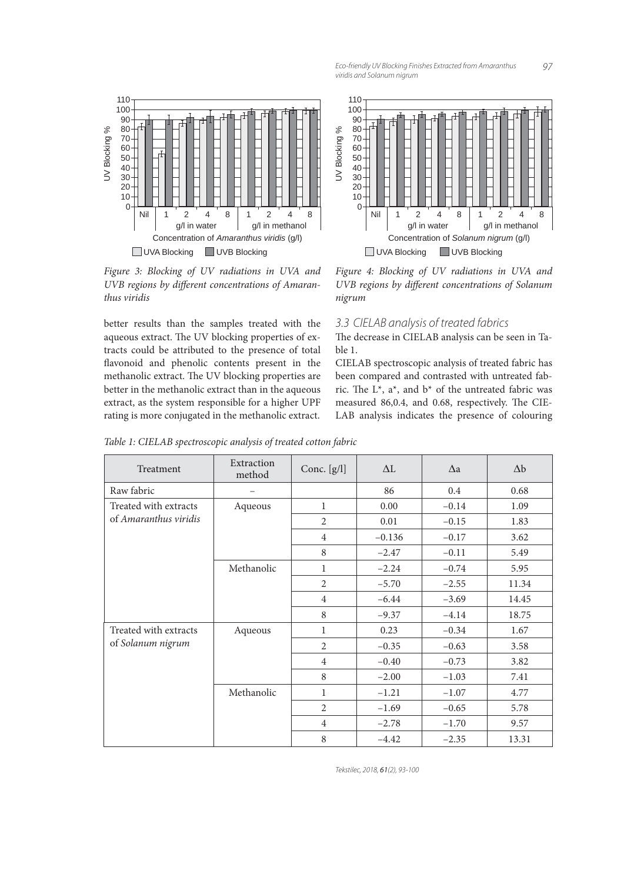Figure 3: Blocking of UV radiations in UVA and UVB regions by different concentrations of *Amaranthus viridis*

Figure 4: Blocking of UV radiations in UVA and UVB regions by different concentrations of *Solanum nigrum*

better results than the samples treated with the aqueous extract. The UV blocking properties of extracts could be attributed to the presence of total flavonoid and phenolic contents present in the methanolic extract. The UV blocking properties are better in the methanolic extract than in the aqueous extract, as the system responsible for a higher UPF rating is more conjugated in the methanolic extract.

### 3.3 CIELAB analysis of treated fabrics

The decrease in CIELAB analysis can be seen in Table 1.

CIELAB spectroscopic analysis of treated fabric has been compared and contrasted with untreated fabric. The L*, a*, and b* of the untreated fabric was measured 86,0.4, and 0.68, respectively. The CIELAB analysis indicates the presence of colouring

*Table 1: CIELAB spectroscopic analysis of treated cotton fabric*

| Treatment | Extraction method | Conc. [g/l] | ΔL | Δa | Δb |
|---|---|---|---|---|---|
| Raw fabric | – | | 86 | 0.4 | 0.68 |
| Treated with extracts of *Amaranthus viridis* | Aqueous | 1 | 0.00 | −0.14 | 1.09 |
| | | 2 | 0.01 | −0.15 | 1.83 |
| | | 4 | −0.136 | −0.17 | 3.62 |
| | | 8 | −2.47 | −0.11 | 5.49 |
| | Methanolic | 1 | −2.24 | −0.74 | 5.95 |
| | | 2 | −5.70 | −2.55 | 11.34 |
| | | 4 | −6.44 | −3.69 | 14.45 |
| | | 8 | −9.37 | −4.14 | 18.75 |
| Treated with extracts of *Solanum nigrum* | Aqueous | 1 | 0.23 | −0.34 | 1.67 |
| | | 2 | −0.35 | −0.63 | 3.58 |
| | | 4 | −0.40 | −0.73 | 3.82 |
| | | 8 | −2.00 | −1.03 | 7.41 |
| | Methanolic | 1 | −1.21 | −1.07 | 4.77 |
| | | 2 | −1.69 | −0.65 | 5.78 |
| | | 4 | −2.78 | −1.70 | 9.57 |
| | | 8 | −4.42 | −2.35 | 13.31 |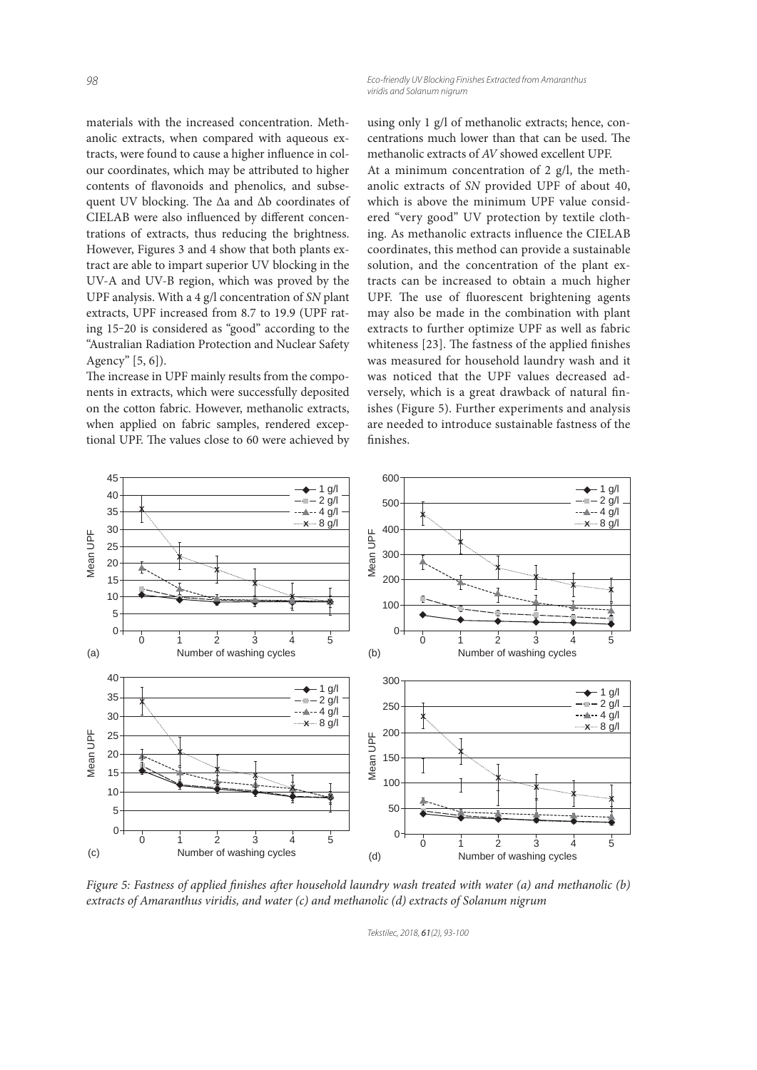materials with the increased concentration. Methanolic extracts, when compared with aqueous extracts, were found to cause a higher influence in colour coordinates, which may be attributed to higher contents of flavonoids and phenolics, and subsequent UV blocking. The Δa and Δb coordinates of CIELAB were also influenced by different concentrations of extracts, thus reducing the brightness. However, Figures 3 and 4 show that both plants extract are able to impart superior UV blocking in the UV-A and UV-B region, which was proved by the UPF analysis. With a 4 g/l concentration of *SN* plant extracts, UPF increased from 8.7 to 19.9 (UPF rating 15–20 is considered as "good" according to the "Australian Radiation Protection and Nuclear Safety Agency" [5, 6]).

The increase in UPF mainly results from the components in extracts, which were successfully deposited on the cotton fabric. However, methanolic extracts, when applied on fabric samples, rendered exceptional UPF. The values close to 60 were achieved by using only 1 g/l of methanolic extracts; hence, concentrations much lower than that can be used. The methanolic extracts of *AV* showed excellent UPF.

At a minimum concentration of 2 g/l, the methanolic extracts of *SN* provided UPF of about 40, which is above the minimum UPF value considered "very good" UV protection by textile clothing. As methanolic extracts influence the CIELAB coordinates, this method can provide a sustainable solution, and the concentration of the plant extracts can be increased to obtain a much higher UPF. The use of fluorescent brightening agents may also be made in the combination with plant extracts to further optimize UPF as well as fabric whiteness [23]. The fastness of the applied finishes was measured for household laundry wash and it was noticed that the UPF values decreased adversely, which is a great drawback of natural finishes (Figure 5). Further experiments and analysis are needed to introduce sustainable fastness of the finishes.

*Figure 5: Fastness of applied finishes after household laundry wash treated with water (a) and methanolic (b) extracts of Amaranthus viridis, and water (c) and methanolic (d) extracts of Solanum nigrum*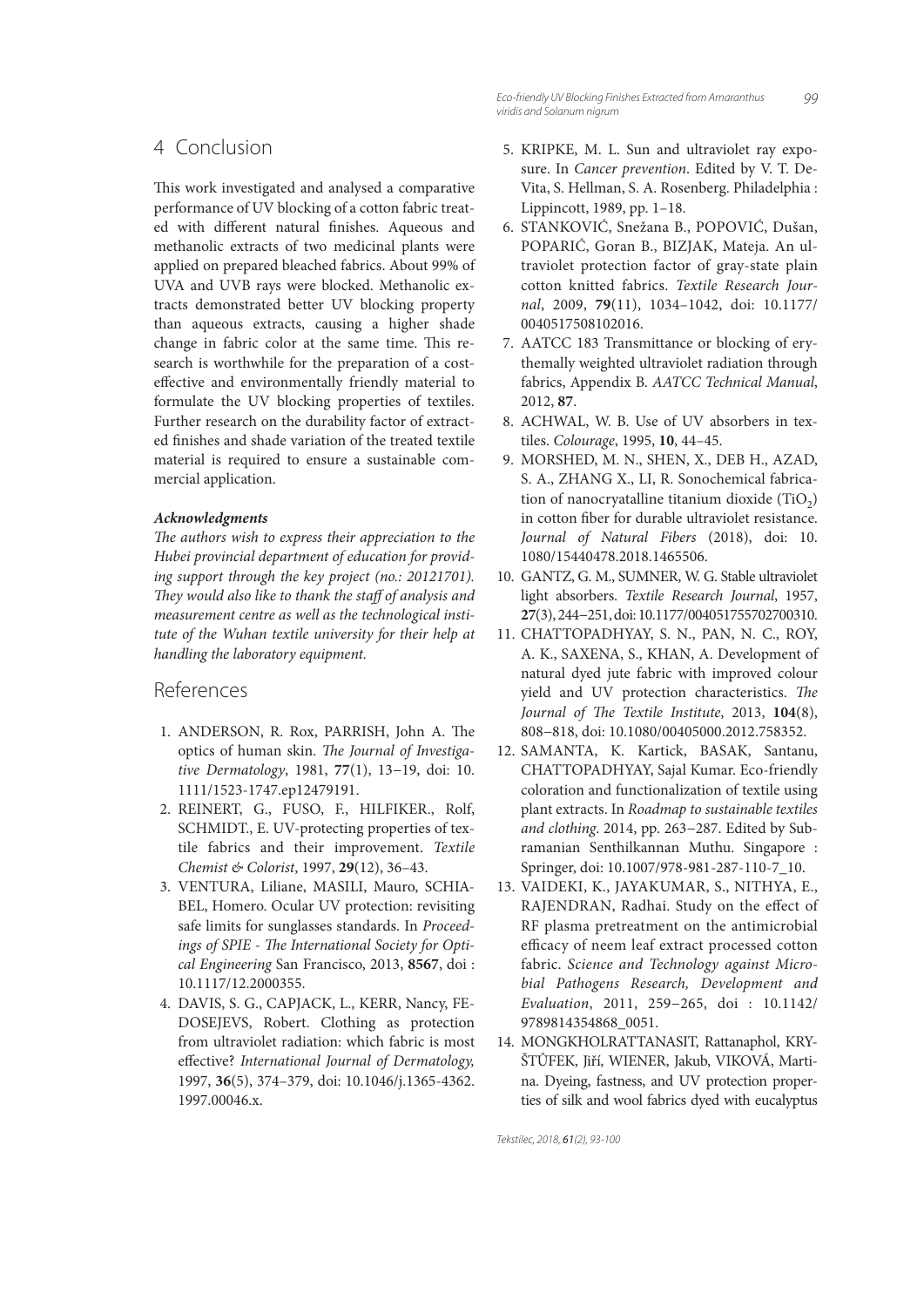## 4 Conclusion

This work investigated and analysed a comparative performance of UV blocking of a cotton fabric treated with different natural finishes. Aqueous and methanolic extracts of two medicinal plants were applied on prepared bleached fabrics. About 99% of UVA and UVB rays were blocked. Methanolic extracts demonstrated better UV blocking property than aqueous extracts, causing a higher shade change in fabric color at the same time. This research is worthwhile for the preparation of a cost-effective and environmentally friendly material to formulate the UV blocking properties of textiles. Further research on the durability factor of extracted finishes and shade variation of the treated textile material is required to ensure a sustainable commercial application.

### *Acknowledgments*

*The authors wish to express their appreciation to the Hubei provincial department of education for providing support through the key project (no.: 20121701). They would also like to thank the staff of analysis and measurement centre as well as the technological institute of the Wuhan textile university for their help at handling the laboratory equipment.*

## References

1. ANDERSON, R. Rox, PARRISH, John A. The optics of human skin. *The Journal of Investigative Dermatology*, 1981, **77**(1), 13–19, doi: 10.1111/1523-1747.ep12479191.
2. REINERT, G., FUSO, F., HILFIKER., Rolf, SCHMIDT., E. UV-protecting properties of textile fabrics and their improvement. *Textile Chemist & Colorist*, 1997, **29**(12), 36–43.
3. VENTURA, Liliane, MASILI, Mauro, SCHIABEL, Homero. Ocular UV protection: revisiting safe limits for sunglasses standards. In *Proceedings of SPIE - The International Society for Optical Engineering* San Francisco, 2013, **8567**, doi : 10.1117/12.2000355.
4. DAVIS, S. G., CAPJACK, L., KERR, Nancy, FEDOSEJEVS, Robert. Clothing as protection from ultraviolet radiation: which fabric is most effective? *International Journal of Dermatology,* 1997, **36**(5), 374–379, doi: 10.1046/j.1365-4362.1997.00046.x.
5. KRIPKE, M. L. Sun and ultraviolet ray exposure. In *Cancer prevention*. Edited by V. T. DeVita, S. Hellman, S. A. Rosenberg. Philadelphia : Lippincott, 1989, pp. 1–18.
6. STANKOVIĆ, Snežana B., POPOVIĆ, Dušan, POPARIĆ, Goran B., BIZJAK, Mateja. An ultraviolet protection factor of gray-state plain cotton knitted fabrics. *Textile Research Journal*, 2009, **79**(11), 1034–1042, doi: 10.1177/0040517508102016.
7. AATCC 183 Transmittance or blocking of erythemally weighted ultraviolet radiation through fabrics, Appendix B. *AATCC Technical Manual*, 2012, **87**.
8. ACHWAL, W. B. Use of UV absorbers in textiles. *Colourage*, 1995, **10**, 44–45.
9. MORSHED, M. N., SHEN, X., DEB H., AZAD, S. A., ZHANG X., LI, R. Sonochemical fabrication of nanocryatalline titanium dioxide ($TiO_2$) in cotton fiber for durable ultraviolet resistance. *Journal of Natural Fibers* (2018), doi: 10.1080/15440478.2018.1465506.
10. GANTZ, G. M., SUMNER, W. G. Stable ultraviolet light absorbers. *Textile Research Journal*, 1957, **27**(3), 244–251, doi: 10.1177/004051755702700310.
11. CHATTOPADHYAY, S. N., PAN, N. C., ROY, A. K., SAXENA, S., KHAN, A. Development of natural dyed jute fabric with improved colour yield and UV protection characteristics. *The Journal of The Textile Institute*, 2013, **104**(8), 808–818, doi: 10.1080/00405000.2012.758352.
12. SAMANTA, K. Kartick, BASAK, Santanu, CHATTOPADHYAY, Sajal Kumar. Eco-friendly coloration and functionalization of textile using plant extracts. In *Roadmap to sustainable textiles and clothing*. 2014, pp. 263–287. Edited by Subramanian Senthilkannan Muthu. Singapore : Springer, doi: 10.1007/978-981-287-110-7_10.
13. VAIDEKI, K., JAYAKUMAR, S., NITHYA, E., RAJENDRAN, Radhai. Study on the effect of RF plasma pretreatment on the antimicrobial efficacy of neem leaf extract processed cotton fabric. *Science and Technology against Microbial Pathogens Research, Development and Evaluation*, 2011, 259–265, doi : 10.1142/9789814354868_0051.
14. MONGKHOLRATTANASIT, Rattanaphol, KRYŠTŮFEK, Jiří, WIENER, Jakub, VIKOVÁ, Martina. Dyeing, fastness, and UV protection properties of silk and wool fabrics dyed with eucalyptus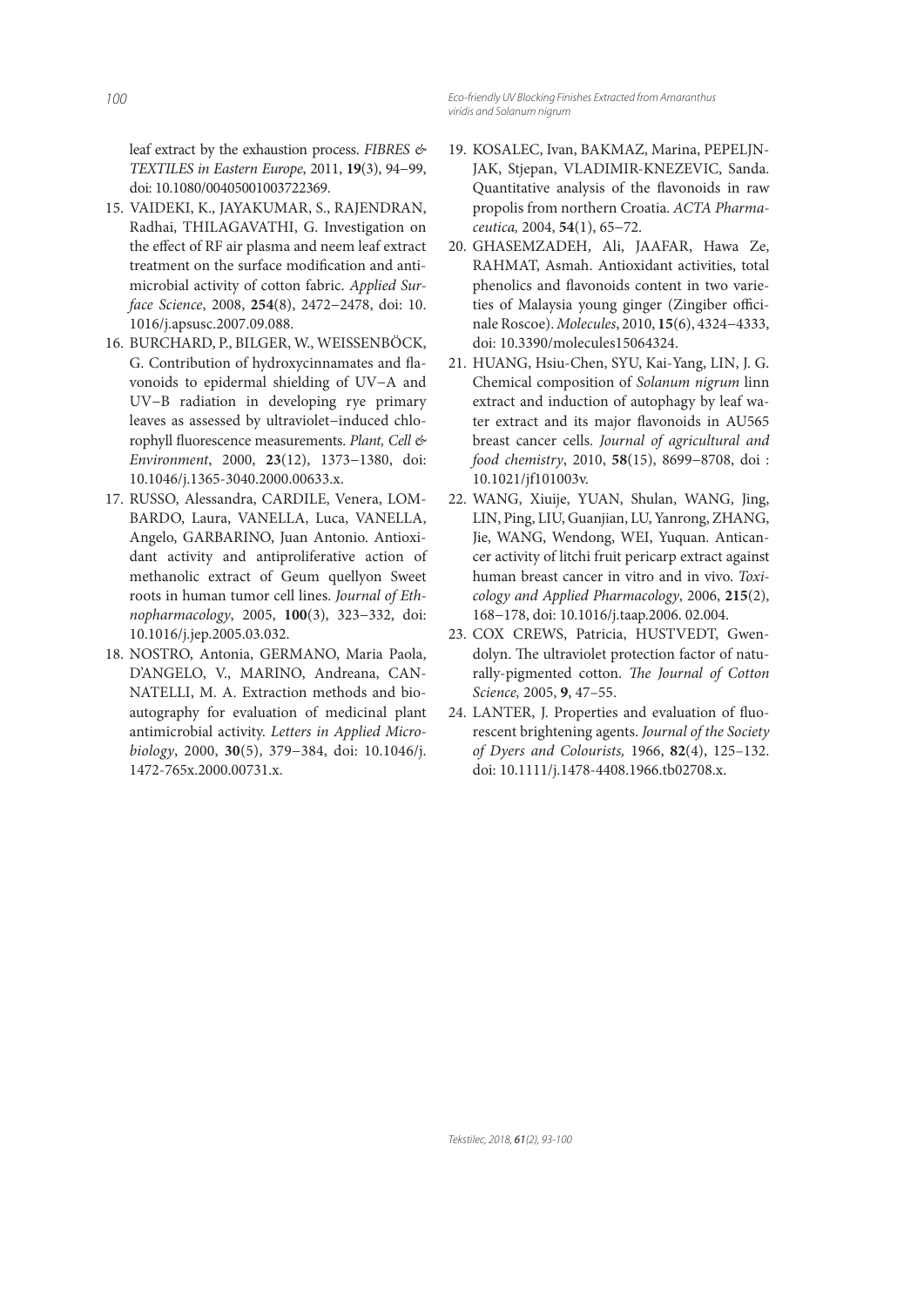leaf extract by the exhaustion process. *FIBRES & TEXTILES in Eastern Europe*, 2011, **19**(3), 94–99, doi: 10.1080/00405001003722369.

15. VAIDEKI, K., JAYAKUMAR, S., RAJENDRAN, Radhai, THILAGAVATHI, G. Investigation on the effect of RF air plasma and neem leaf extract treatment on the surface modification and antimicrobial activity of cotton fabric. *Applied Surface Science*, 2008, **254**(8), 2472–2478, doi: 10. 1016/j.apsusc.2007.09.088.
16. BURCHARD, P., BILGER, W., WEISSENBÖCK, G. Contribution of hydroxycinnamates and flavonoids to epidermal shielding of UV–A and UV–B radiation in developing rye primary leaves as assessed by ultraviolet–induced chlorophyll fluorescence measurements. *Plant, Cell & Environment*, 2000, **23**(12), 1373–1380, doi: 10.1046/j.1365-3040.2000.00633.x.
17. RUSSO, Alessandra, CARDILE, Venera, LOMBARDO, Laura, VANELLA, Luca, VANELLA, Angelo, GARBARINO, Juan Antonio. Antioxidant activity and antiproliferative action of methanolic extract of Geum quellyon Sweet roots in human tumor cell lines. *Journal of Ethnopharmacology*, 2005, **100**(3), 323–332, doi: 10.1016/j.jep.2005.03.032.
18. NOSTRO, Antonia, GERMANO, Maria Paola, D'ANGELO, V., MARINO, Andreana, CANNATELLI, M. A. Extraction methods and bioautography for evaluation of medicinal plant antimicrobial activity. *Letters in Applied Microbiology*, 2000, **30**(5), 379–384, doi: 10.1046/j. 1472-765x.2000.00731.x.
19. KOSALEC, Ivan, BAKMAZ, Marina, PEPELJNJAK, Stjepan, VLADIMIR-KNEZEVIC, Sanda. Quantitative analysis of the flavonoids in raw propolis from northern Croatia. *ACTA Pharmaceutica,* 2004, **54**(1), 65–72.
20. GHASEMZADEH, Ali, JAAFAR, Hawa Ze, RAHMAT, Asmah. Antioxidant activities, total phenolics and flavonoids content in two varieties of Malaysia young ginger (Zingiber officinale Roscoe). *Molecules*, 2010, **15**(6), 4324–4333, doi: 10.3390/molecules15064324.
21. HUANG, Hsiu-Chen, SYU, Kai-Yang, LIN, J. G. Chemical composition of *Solanum nigrum* linn extract and induction of autophagy by leaf water extract and its major flavonoids in AU565 breast cancer cells. *Journal of agricultural and food chemistry*, 2010, **58**(15), 8699–8708, doi : 10.1021/jf101003v.
22. WANG, Xiuije, YUAN, Shulan, WANG, Jing, LIN, Ping, LIU, Guanjian, LU, Yanrong, ZHANG, Jie, WANG, Wendong, WEI, Yuquan. Anticancer activity of litchi fruit pericarp extract against human breast cancer in vitro and in vivo. *Toxicology and Applied Pharmacology*, 2006, **215**(2), 168–178, doi: 10.1016/j.taap.2006. 02.004.
23. COX CREWS, Patricia, HUSTVEDT, Gwendolyn. The ultraviolet protection factor of naturally-pigmented cotton. *The Journal of Cotton Science,* 2005, **9**, 47–55.
24. LANTER, J. Properties and evaluation of fluorescent brightening agents. *Journal of the Society of Dyers and Colourists,* 1966, **82**(4), 125–132. doi: 10.1111/j.1478-4408.1966.tb02708.x.